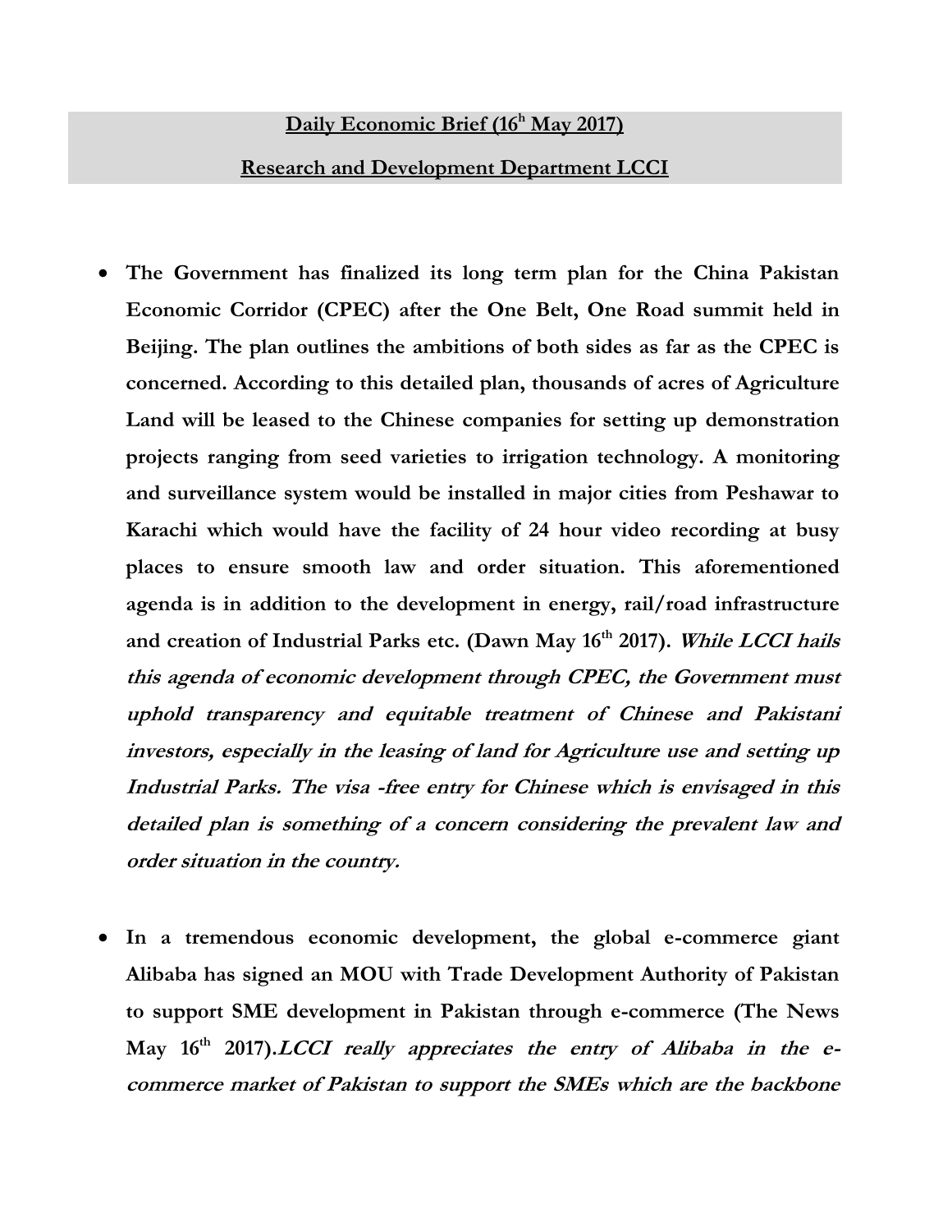**Daily Economic Brief (16h May 2017)**

**Research and Development Department LCCI**

- **The Government has finalized its long term plan for the China Pakistan Economic Corridor (CPEC) after the One Belt, One Road summit held in Beijing. The plan outlines the ambitions of both sides as far as the CPEC is concerned. According to this detailed plan, thousands of acres of Agriculture Land will be leased to the Chinese companies for setting up demonstration projects ranging from seed varieties to irrigation technology. A monitoring and surveillance system would be installed in major cities from Peshawar to Karachi which would have the facility of 24 hour video recording at busy places to ensure smooth law and order situation. This aforementioned agenda is in addition to the development in energy, rail/road infrastructure and creation of Industrial Parks etc. (Dawn May 16th 2017).** ***While LCCI hails this agenda of economic development through CPEC, the Government must uphold transparency and equitable treatment of Chinese and Pakistani investors, especially in the leasing of land for Agriculture use and setting up Industrial Parks. The visa -free entry for Chinese which is envisaged in this detailed plan is something of a concern considering the prevalent law and order situation in the country.***

- **In a tremendous economic development, the global e-commerce giant Alibaba has signed an MOU with Trade Development Authority of Pakistan to support SME development in Pakistan through e-commerce (The News May 16th 2017).*****LCCI really appreciates the entry of Alibaba in the e-commerce market of Pakistan to support the SMEs which are the backbone***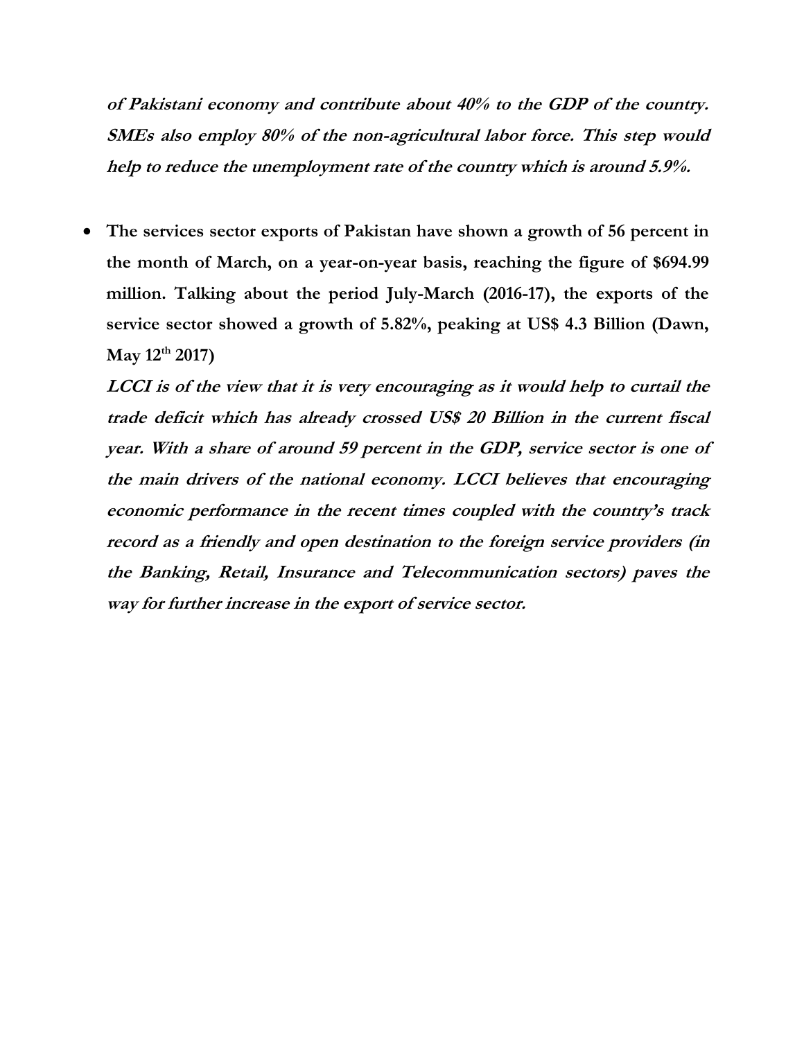***of Pakistani economy and contribute about 40% to the GDP of the country. SMEs also employ 80% of the non-agricultural labor force. This step would help to reduce the unemployment rate of the country which is around 5.9%.***

- **The services sector exports of Pakistan have shown a growth of 56 percent in the month of March, on a year-on-year basis, reaching the figure of $694.99 million. Talking about the period July-March (2016-17), the exports of the service sector showed a growth of 5.82%, peaking at US$ 4.3 Billion (Dawn, May 12th 2017)**

  ***LCCI is of the view that it is very encouraging as it would help to curtail the trade deficit which has already crossed US$ 20 Billion in the current fiscal year. With a share of around 59 percent in the GDP, service sector is one of the main drivers of the national economy. LCCI believes that encouraging economic performance in the recent times coupled with the country's track record as a friendly and open destination to the foreign service providers (in the Banking, Retail, Insurance and Telecommunication sectors) paves the way for further increase in the export of service sector.***